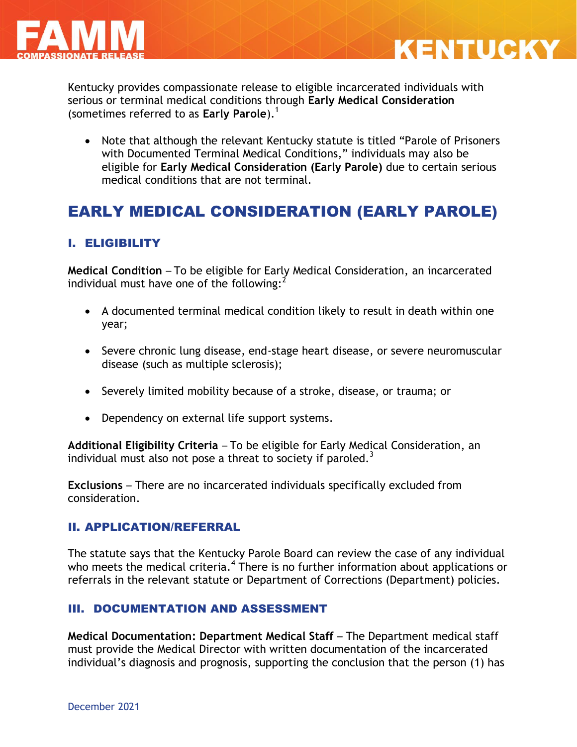# FAMM COMPASSIONATE RELEASE — KENTUCKY

Kentucky provides compassionate release to eligible incarcerated individuals with serious or terminal medical conditions through **Early Medical Consideration** (sometimes referred to as **Early Parole**).[1]

- Note that although the relevant Kentucky statute is titled "Parole of Prisoners with Documented Terminal Medical Conditions," individuals may also be eligible for **Early Medical Consideration (Early Parole)** due to certain serious medical conditions that are not terminal.

## EARLY MEDICAL CONSIDERATION (EARLY PAROLE)

### I. ELIGIBILITY

**Medical Condition** – To be eligible for Early Medical Consideration, an incarcerated individual must have one of the following:[2]

- A documented terminal medical condition likely to result in death within one year;
- Severe chronic lung disease, end-stage heart disease, or severe neuromuscular disease (such as multiple sclerosis);
- Severely limited mobility because of a stroke, disease, or trauma; or
- Dependency on external life support systems.

**Additional Eligibility Criteria** – To be eligible for Early Medical Consideration, an individual must also not pose a threat to society if paroled.[3]

**Exclusions** – There are no incarcerated individuals specifically excluded from consideration.

### II. APPLICATION/REFERRAL

The statute says that the Kentucky Parole Board can review the case of any individual who meets the medical criteria.[4] There is no further information about applications or referrals in the relevant statute or Department of Corrections (Department) policies.

### III. DOCUMENTATION AND ASSESSMENT

**Medical Documentation: Department Medical Staff** – The Department medical staff must provide the Medical Director with written documentation of the incarcerated individual's diagnosis and prognosis, supporting the conclusion that the person (1) has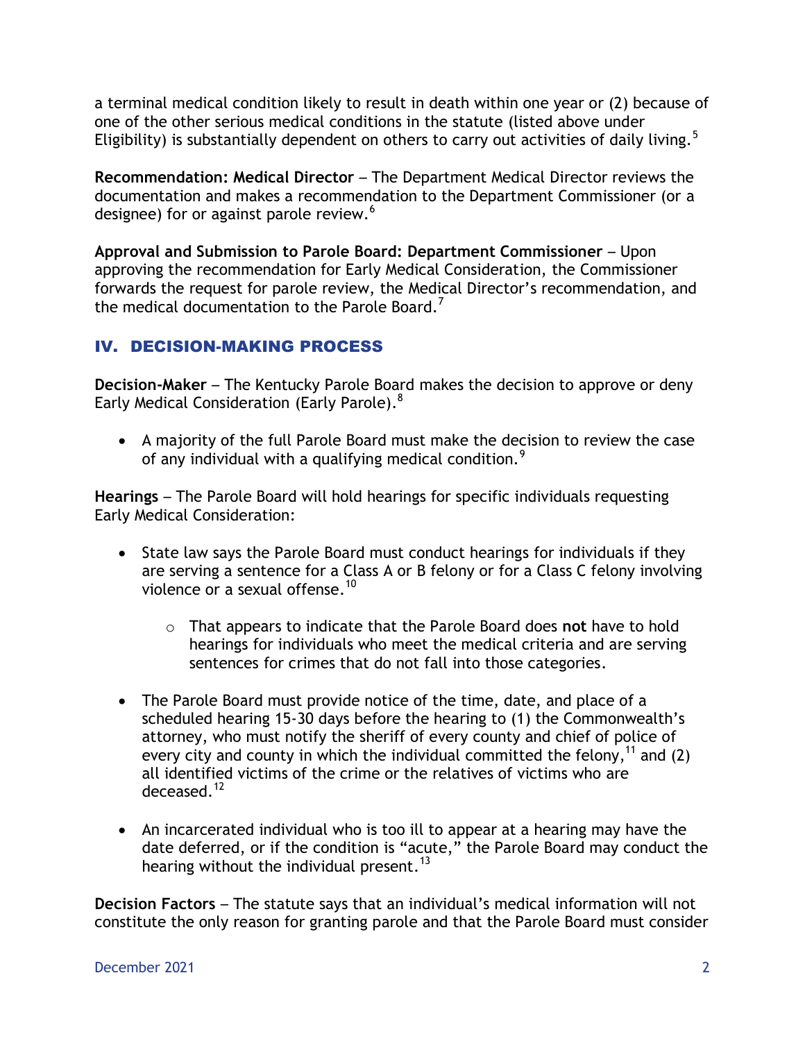a terminal medical condition likely to result in death within one year or (2) because of one of the other serious medical conditions in the statute (listed above under Eligibility) is substantially dependent on others to carry out activities of daily living.[5]

**Recommendation: Medical Director** – The Department Medical Director reviews the documentation and makes a recommendation to the Department Commissioner (or a designee) for or against parole review.[6]

**Approval and Submission to Parole Board: Department Commissioner** – Upon approving the recommendation for Early Medical Consideration, the Commissioner forwards the request for parole review, the Medical Director's recommendation, and the medical documentation to the Parole Board.[7]

## IV. DECISION-MAKING PROCESS

**Decision-Maker** – The Kentucky Parole Board makes the decision to approve or deny Early Medical Consideration (Early Parole).[8]

- A majority of the full Parole Board must make the decision to review the case of any individual with a qualifying medical condition.[9]

**Hearings** – The Parole Board will hold hearings for specific individuals requesting Early Medical Consideration:

- State law says the Parole Board must conduct hearings for individuals if they are serving a sentence for a Class A or B felony or for a Class C felony involving violence or a sexual offense.[10]
    - That appears to indicate that the Parole Board does **not** have to hold hearings for individuals who meet the medical criteria and are serving sentences for crimes that do not fall into those categories.
- The Parole Board must provide notice of the time, date, and place of a scheduled hearing 15-30 days before the hearing to (1) the Commonwealth's attorney, who must notify the sheriff of every county and chief of police of every city and county in which the individual committed the felony,[11] and (2) all identified victims of the crime or the relatives of victims who are deceased.[12]
- An incarcerated individual who is too ill to appear at a hearing may have the date deferred, or if the condition is "acute," the Parole Board may conduct the hearing without the individual present.[13]

**Decision Factors** – The statute says that an individual's medical information will not constitute the only reason for granting parole and that the Parole Board must consider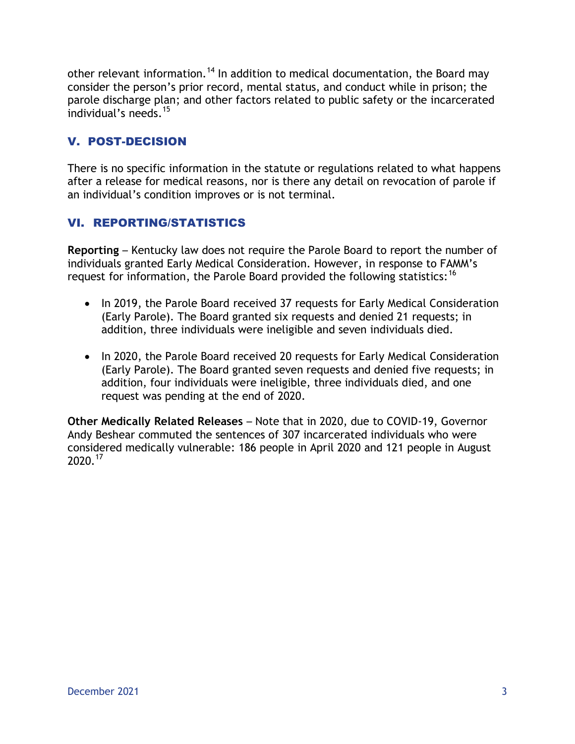other relevant information.[14] In addition to medical documentation, the Board may consider the person's prior record, mental status, and conduct while in prison; the parole discharge plan; and other factors related to public safety or the incarcerated individual's needs.[15]

## V. POST-DECISION

There is no specific information in the statute or regulations related to what happens after a release for medical reasons, nor is there any detail on revocation of parole if an individual's condition improves or is not terminal.

## VI. REPORTING/STATISTICS

**Reporting** – Kentucky law does not require the Parole Board to report the number of individuals granted Early Medical Consideration. However, in response to FAMM's request for information, the Parole Board provided the following statistics:[16]

- In 2019, the Parole Board received 37 requests for Early Medical Consideration (Early Parole). The Board granted six requests and denied 21 requests; in addition, three individuals were ineligible and seven individuals died.
- In 2020, the Parole Board received 20 requests for Early Medical Consideration (Early Parole). The Board granted seven requests and denied five requests; in addition, four individuals were ineligible, three individuals died, and one request was pending at the end of 2020.

**Other Medically Related Releases** – Note that in 2020, due to COVID-19, Governor Andy Beshear commuted the sentences of 307 incarcerated individuals who were considered medically vulnerable: 186 people in April 2020 and 121 people in August 2020.[17]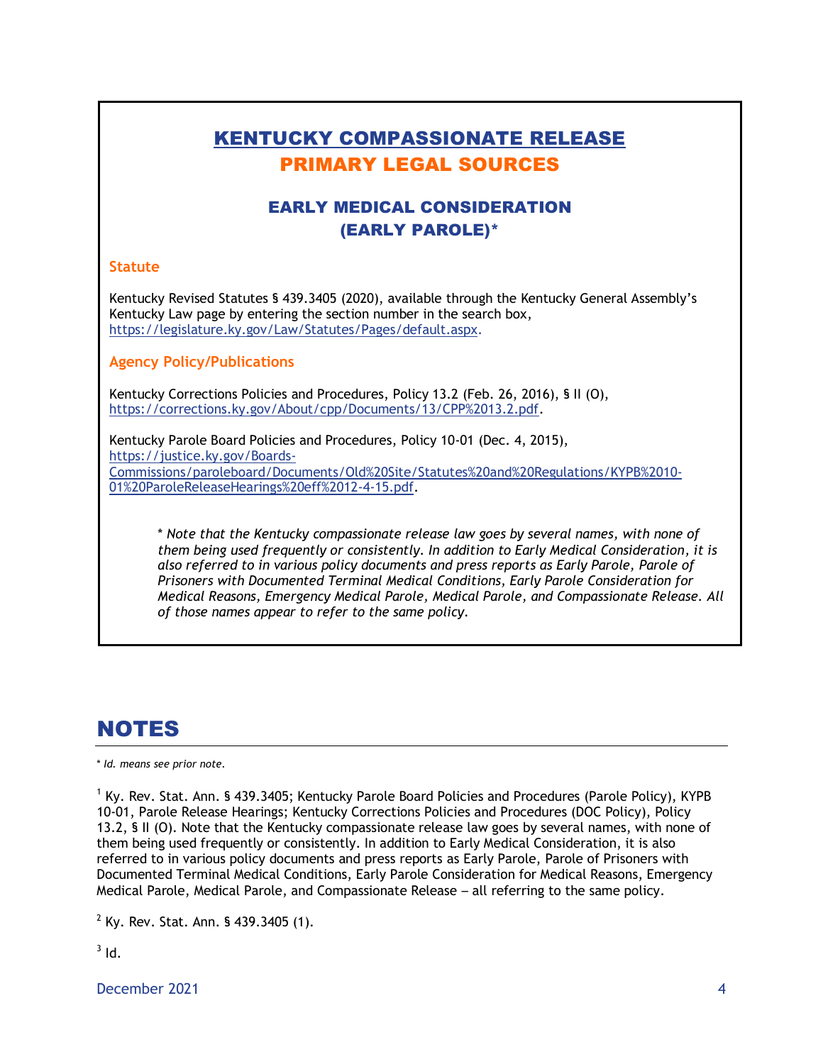# KENTUCKY COMPASSIONATE RELEASE
## PRIMARY LEGAL SOURCES

### EARLY MEDICAL CONSIDERATION (EARLY PAROLE)*

**Statute**

Kentucky Revised Statutes § 439.3405 (2020), available through the Kentucky General Assembly's Kentucky Law page by entering the section number in the search box, https://legislature.ky.gov/Law/Statutes/Pages/default.aspx.

**Agency Policy/Publications**

Kentucky Corrections Policies and Procedures, Policy 13.2 (Feb. 26, 2016), § II (O), https://corrections.ky.gov/About/cpp/Documents/13/CPP%2013.2.pdf.

Kentucky Parole Board Policies and Procedures, Policy 10-01 (Dec. 4, 2015), https://justice.ky.gov/Boards-Commissions/paroleboard/Documents/Old%20Site/Statutes%20and%20Regulations/KYPB%2010-01%20ParoleReleaseHearings%20eff%2012-4-15.pdf.

> *\* Note that the Kentucky compassionate release law goes by several names, with none of them being used frequently or consistently. In addition to Early Medical Consideration, it is also referred to in various policy documents and press reports as Early Parole, Parole of Prisoners with Documented Terminal Medical Conditions, Early Parole Consideration for Medical Reasons, Emergency Medical Parole, Medical Parole, and Compassionate Release. All of those names appear to refer to the same policy.*

# NOTES

*\* Id. means see prior note.*

[1] Ky. Rev. Stat. Ann. § 439.3405; Kentucky Parole Board Policies and Procedures (Parole Policy), KYPB 10-01, Parole Release Hearings; Kentucky Corrections Policies and Procedures (DOC Policy), Policy 13.2, § II (O). Note that the Kentucky compassionate release law goes by several names, with none of them being used frequently or consistently. In addition to Early Medical Consideration, it is also referred to in various policy documents and press reports as Early Parole, Parole of Prisoners with Documented Terminal Medical Conditions, Early Parole Consideration for Medical Reasons, Emergency Medical Parole, Medical Parole, and Compassionate Release – all referring to the same policy.

[2] Ky. Rev. Stat. Ann. § 439.3405 (1).

[3] Id.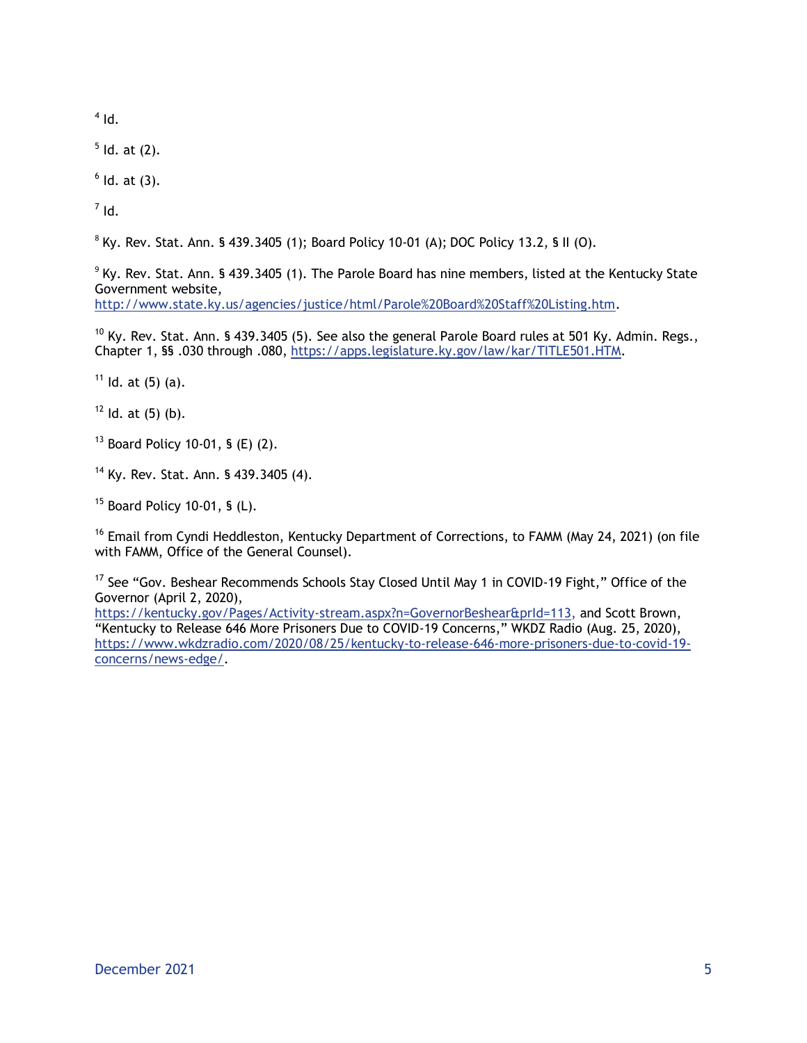[4] Id.

[5] Id. at (2).

[6] Id. at (3).

[7] Id.

[8] Ky. Rev. Stat. Ann. § 439.3405 (1); Board Policy 10-01 (A); DOC Policy 13.2, § II (O).

[9] Ky. Rev. Stat. Ann. § 439.3405 (1). The Parole Board has nine members, listed at the Kentucky State Government website, http://www.state.ky.us/agencies/justice/html/Parole%20Board%20Staff%20Listing.htm.

[10] Ky. Rev. Stat. Ann. § 439.3405 (5). See also the general Parole Board rules at 501 Ky. Admin. Regs., Chapter 1, §§ .030 through .080, https://apps.legislature.ky.gov/law/kar/TITLE501.HTM.

[11] Id. at (5) (a).

[12] Id. at (5) (b).

[13] Board Policy 10-01, § (E) (2).

[14] Ky. Rev. Stat. Ann. § 439.3405 (4).

[15] Board Policy 10-01, § (L).

[16] Email from Cyndi Heddleston, Kentucky Department of Corrections, to FAMM (May 24, 2021) (on file with FAMM, Office of the General Counsel).

[17] See "Gov. Beshear Recommends Schools Stay Closed Until May 1 in COVID-19 Fight," Office of the Governor (April 2, 2020), https://kentucky.gov/Pages/Activity-stream.aspx?n=GovernorBeshear&prId=113, and Scott Brown, "Kentucky to Release 646 More Prisoners Due to COVID-19 Concerns," WKDZ Radio (Aug. 25, 2020), https://www.wkdzradio.com/2020/08/25/kentucky-to-release-646-more-prisoners-due-to-covid-19-concerns/news-edge/.

December 2021